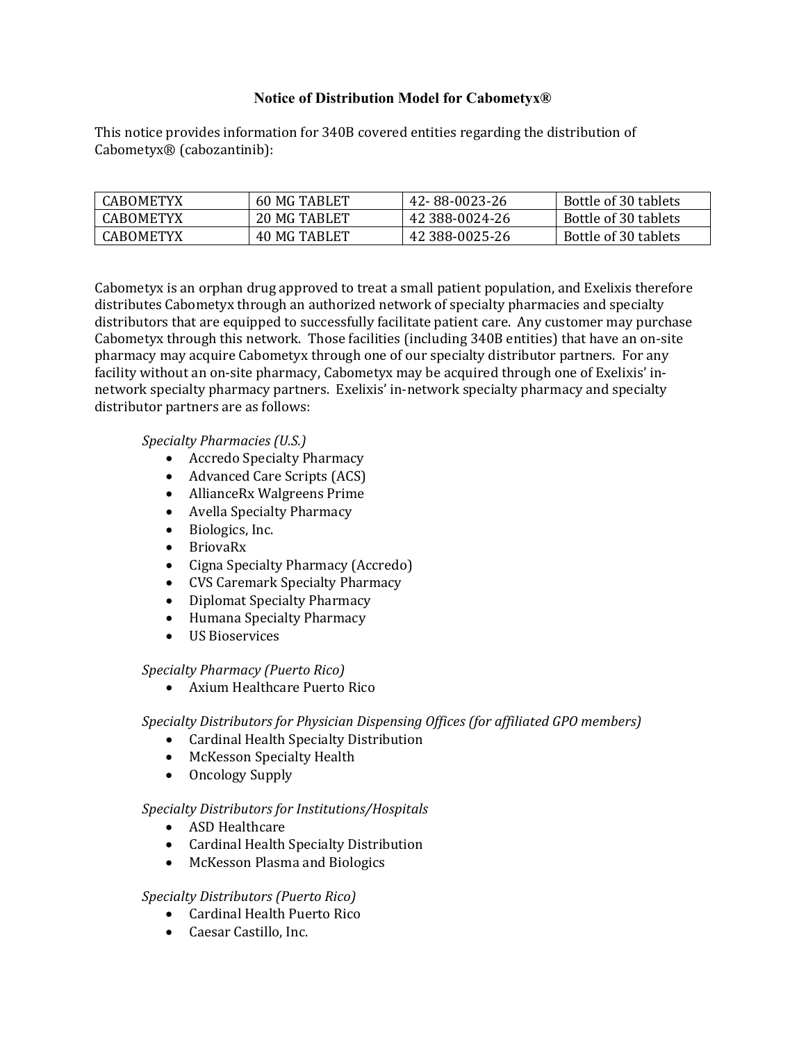**Notice of Distribution Model for Cabometyx®**

This notice provides information for 340B covered entities regarding the distribution of Cabometyx® (cabozantinib):

| CABOMETYX | 60 MG TABLET | 42- 88-0023-26 | Bottle of 30 tablets |
|---|---|---|---|
| CABOMETYX | 20 MG TABLET | 42 388-0024-26 | Bottle of 30 tablets |
| CABOMETYX | 40 MG TABLET | 42 388-0025-26 | Bottle of 30 tablets |

Cabometyx is an orphan drug approved to treat a small patient population, and Exelixis therefore distributes Cabometyx through an authorized network of specialty pharmacies and specialty distributors that are equipped to successfully facilitate patient care. Any customer may purchase Cabometyx through this network. Those facilities (including 340B entities) that have an on-site pharmacy may acquire Cabometyx through one of our specialty distributor partners. For any facility without an on-site pharmacy, Cabometyx may be acquired through one of Exelixis' in-network specialty pharmacy partners. Exelixis' in-network specialty pharmacy and specialty distributor partners are as follows:

*Specialty Pharmacies (U.S.)*

- Accredo Specialty Pharmacy
- Advanced Care Scripts (ACS)
- AllianceRx Walgreens Prime
- Avella Specialty Pharmacy
- Biologics, Inc.
- BriovaRx
- Cigna Specialty Pharmacy (Accredo)
- CVS Caremark Specialty Pharmacy
- Diplomat Specialty Pharmacy
- Humana Specialty Pharmacy
- US Bioservices

*Specialty Pharmacy (Puerto Rico)*

- Axium Healthcare Puerto Rico

*Specialty Distributors for Physician Dispensing Offices (for affiliated GPO members)*

- Cardinal Health Specialty Distribution
- McKesson Specialty Health
- Oncology Supply

*Specialty Distributors for Institutions/Hospitals*

- ASD Healthcare
- Cardinal Health Specialty Distribution
- McKesson Plasma and Biologics

*Specialty Distributors (Puerto Rico)*

- Cardinal Health Puerto Rico
- Caesar Castillo, Inc.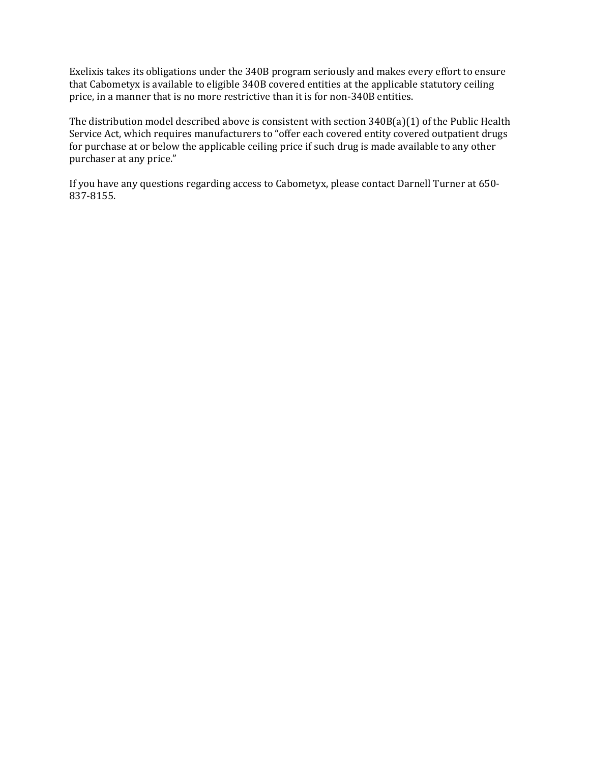Exelixis takes its obligations under the 340B program seriously and makes every effort to ensure that Cabometyx is available to eligible 340B covered entities at the applicable statutory ceiling price, in a manner that is no more restrictive than it is for non-340B entities.

The distribution model described above is consistent with section 340B(a)(1) of the Public Health Service Act, which requires manufacturers to "offer each covered entity covered outpatient drugs for purchase at or below the applicable ceiling price if such drug is made available to any other purchaser at any price."

If you have any questions regarding access to Cabometyx, please contact Darnell Turner at 650-837-8155.